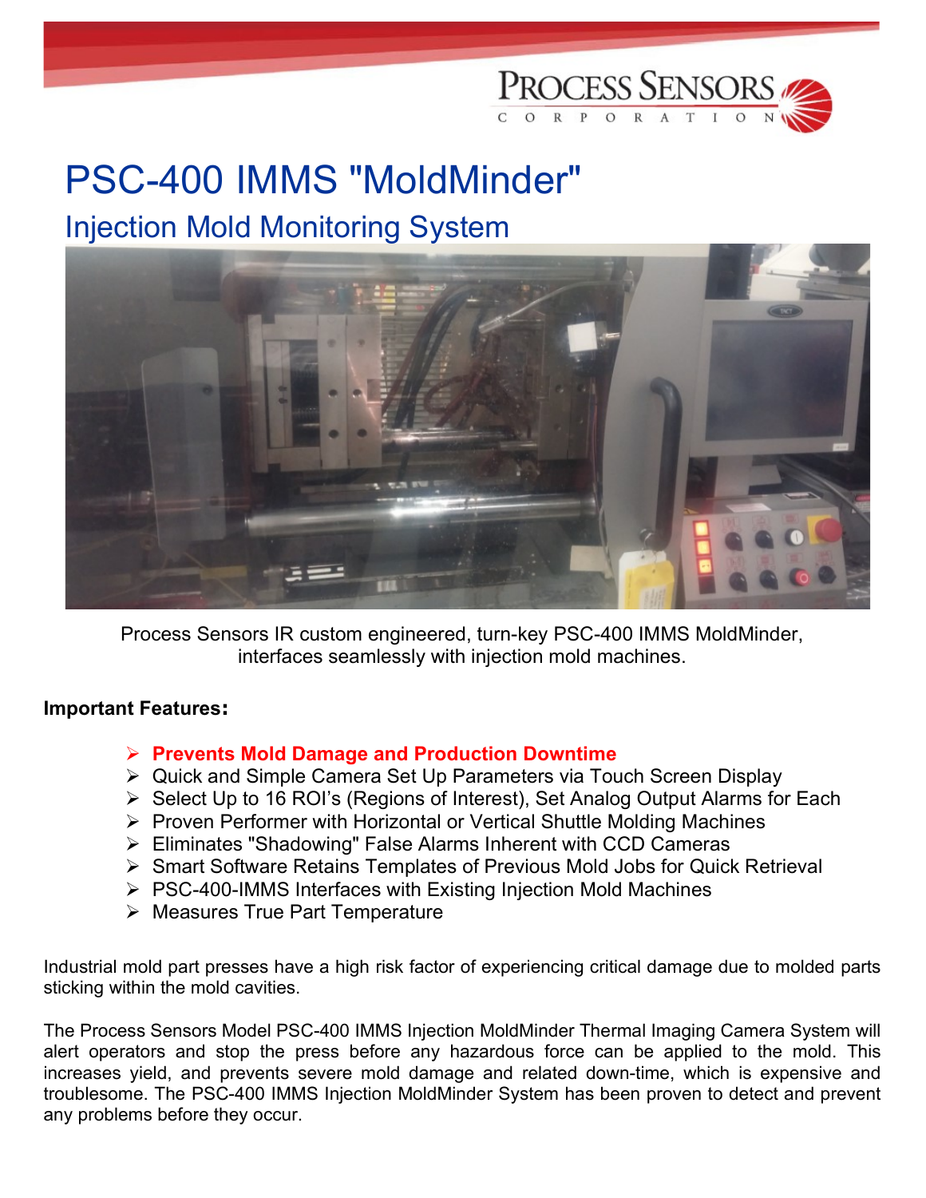# PSC-400 IMMS "MoldMinder"

## Injection Mold Monitoring System

Process Sensors IR custom engineered, turn-key PSC-400 IMMS MoldMinder, interfaces seamlessly with injection mold machines.

**Important Features:**

- **Prevents Mold Damage and Production Downtime**
- Quick and Simple Camera Set Up Parameters via Touch Screen Display
- Select Up to 16 ROI's (Regions of Interest), Set Analog Output Alarms for Each
- Proven Performer with Horizontal or Vertical Shuttle Molding Machines
- Eliminates "Shadowing" False Alarms Inherent with CCD Cameras
- Smart Software Retains Templates of Previous Mold Jobs for Quick Retrieval
- PSC-400-IMMS Interfaces with Existing Injection Mold Machines
- Measures True Part Temperature

Industrial mold part presses have a high risk factor of experiencing critical damage due to molded parts sticking within the mold cavities.

The Process Sensors Model PSC-400 IMMS Injection MoldMinder Thermal Imaging Camera System will alert operators and stop the press before any hazardous force can be applied to the mold. This increases yield, and prevents severe mold damage and related down-time, which is expensive and troublesome. The PSC-400 IMMS Injection MoldMinder System has been proven to detect and prevent any problems before they occur.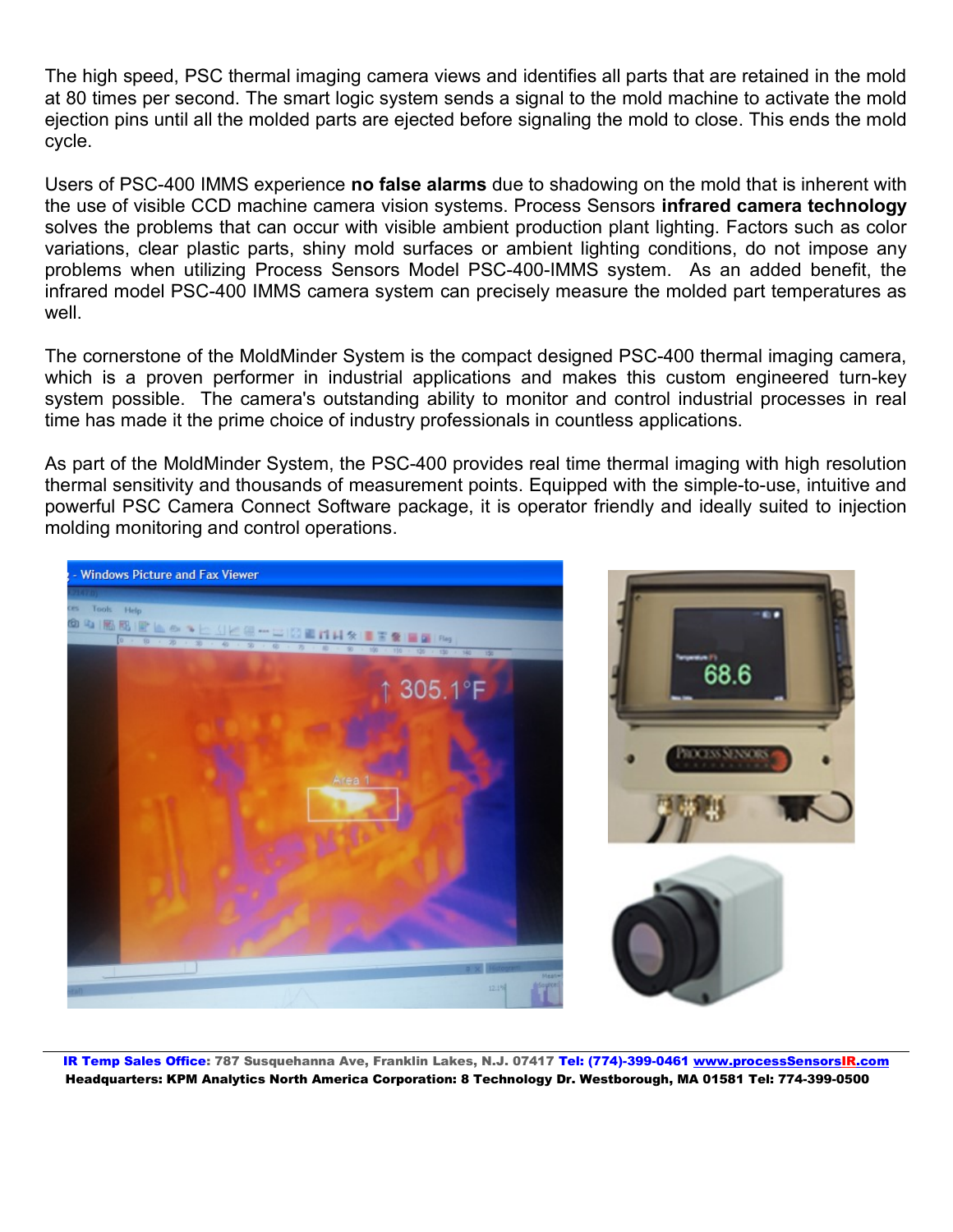The high speed, PSC thermal imaging camera views and identifies all parts that are retained in the mold at 80 times per second. The smart logic system sends a signal to the mold machine to activate the mold ejection pins until all the molded parts are ejected before signaling the mold to close. This ends the mold cycle.

Users of PSC-400 IMMS experience **no false alarms** due to shadowing on the mold that is inherent with the use of visible CCD machine camera vision systems. Process Sensors **infrared camera technology** solves the problems that can occur with visible ambient production plant lighting. Factors such as color variations, clear plastic parts, shiny mold surfaces or ambient lighting conditions, do not impose any problems when utilizing Process Sensors Model PSC-400-IMMS system. As an added benefit, the infrared model PSC-400 IMMS camera system can precisely measure the molded part temperatures as well.

The cornerstone of the MoldMinder System is the compact designed PSC-400 thermal imaging camera, which is a proven performer in industrial applications and makes this custom engineered turn-key system possible. The camera's outstanding ability to monitor and control industrial processes in real time has made it the prime choice of industry professionals in countless applications.

As part of the MoldMinder System, the PSC-400 provides real time thermal imaging with high resolution thermal sensitivity and thousands of measurement points. Equipped with the simple-to-use, intuitive and powerful PSC Camera Connect Software package, it is operator friendly and ideally suited to injection molding monitoring and control operations.

**IR Temp Sales Office:** 787 Susquehanna Ave, Franklin Lakes, N.J. 07417 **Tel: (774)-399-0461** **www.processSensorsIR.com**
**Headquarters: KPM Analytics North America Corporation: 8 Technology Dr. Westborough, MA 01581 Tel: 774-399-0500**